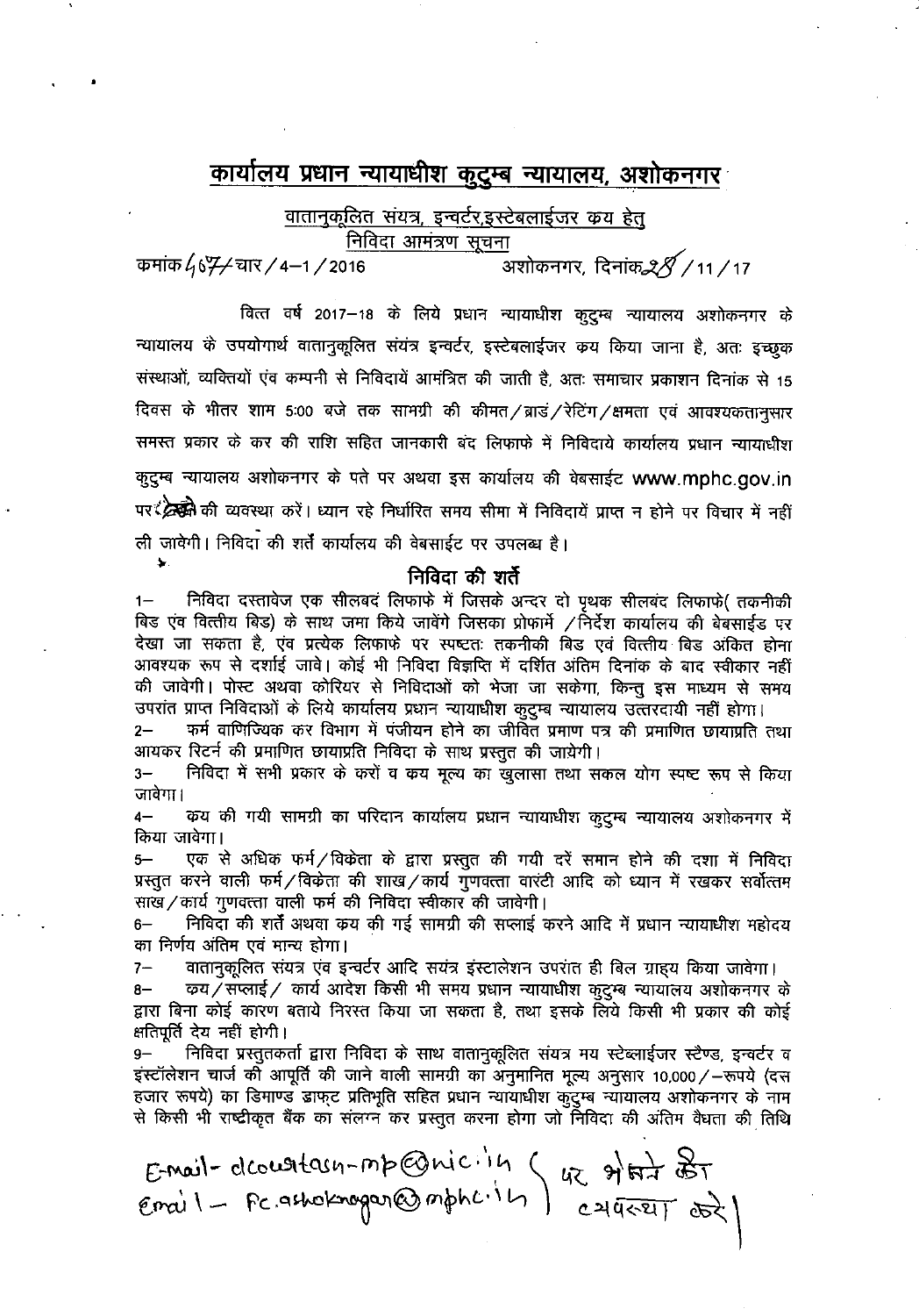# कार्यालय प्रधान न्यायाधीश कुटुम्ब न्यायालय, अशोकनगर

## वातानुकूलित संयंत्र, इन्वर्टर,इस्टेबलाईजर क्रय हेतु
## निविदा आमंत्रण सूचना

क्रमांक 467/चार/4–1/2016 अशोकनगर, दिनांक 28/11/17

वित्त वर्ष 2017–18 के लिये प्रधान न्यायाधीश कुटुम्ब न्यायालय अशोकनगर के न्यायालय के उपयोगार्थ वातानुकूलित संयंत्र इन्वर्टर, इस्टेबलाईजर क्रय किया जाना है, अतः इच्छुक संस्थाओं, व्यक्तियों एंव कम्पनी से निविदायें आमंत्रित की जाती है, अतः समाचार प्रकाशन दिनांक से 15 दिवस के भीतर शाम 5:00 बजे तक सामग्री की कीमत/ब्राडं/रेटिंग/क्षमता एवं आवश्यकतानुसार समस्त प्रकार के कर की राशि सहित जानकारी बंद लिफाके में निविदाये कार्यालय प्रधान न्यायाधीश कुटुम्ब न्यायालय अशोकनगर के पते पर अथवा इस कार्यालय की वेबसाईट www.mphc.gov.in पर भेजने की व्यवस्था करें। ध्यान रहे निर्धारित समय सीमा में निविदायें प्राप्त न होने पर विचार में नहीं ली जावेगी। निविदा की शर्तें कार्यालय की वेबसाईट पर उपलब्ध है।

### निविदा की शर्तें

1– निविदा दस्तावेज एक सीलबदं लिफाफे में जिसके अन्दर दो पृथक सीलबंद लिफाफे( तकनीकी बिड एंव वित्तीय बिड) के साथ जमा किये जावेंगे जिसका प्रोफार्मे /निर्देश कार्यालय की बेबसाईड पर देखा जा सकता है, एंव प्रत्येक लिफाफे पर स्पष्टतः तकनीकी बिड एवं वित्तीय बिड अंकित होना आवश्यक रूप से दर्शाई जावे। कोई भी निविदा विज्ञप्ति में दर्शित अंतिम दिनांक के बाद स्वीकार नहीं की जावेगी। पोस्ट अथवा कोरियर से निविदाओं को भेजा जा सकेगा, किन्तु इस माध्यम से समय उपरांत प्राप्त निविदाओं के लिये कार्यालय प्रधान न्यायाधीश कुटुम्ब न्यायालय उत्तरदायी नहीं होगा।

2– फर्म वाणिज्यिक कर विभाग में पंजीयन होने का जीवित प्रमाण पत्र की प्रमाणित छायाप्रति तथा आयकर रिटर्न की प्रमाणित छायाप्रति निविदा के साथ प्रस्तुत की जायेगी।

3– निविदा में सभी प्रकार के करों व क्रय मूल्य का खुलासा तथा सकल योग स्पष्ट रूप से किया जावेगा।

4– क्रय की गयी सामग्री का परिदान कार्यालय प्रधान न्यायाधीश कुटुम्ब न्यायालय अशोकनगर में किया जावेगा।

5– एक से अधिक फर्म/विकेता के द्वारा प्रस्तुत की गयी दरें समान होने की दशा में निविदा प्रस्तुत करने वाली फर्म/विकेता की साख/कार्य गुणवत्ता वारंटी आदि को ध्यान में रखकर सर्वोत्तम साख/कार्य गुणवत्ता वाली फर्म की निविदा स्वीकार की जावेगी।

6– निविदा की शर्तें अथवा क्रय की गई सामग्री की सप्लाई करने आदि में प्रधान न्यायाधीश महोदय का निर्णय अंतिम एवं मान्य होगा।

7– वातानुकूलित संयंत्र एंव इन्वर्टर आदि सयंत्र इंस्टालेशन उपरांत ही बिल ग्राहय किया जावेगा।

8– क्रय/सप्लाई/ कार्य आदेश किसी भी समय प्रधान न्यायाधीश कुटुम्ब न्यायालय अशोकनगर के द्वारा बिना कोई कारण बताये निरस्त किया जा सकता है, तथा इसके लिये किसी भी प्रकार की कोई क्षतिपूर्ति देय नहीं होगी।

9– निविदा प्रस्तुतकर्ता द्वारा निविदा के साथ वातानुकूलित संयंत्र मय स्टेब्लाईजर स्टैण्ड, इन्वर्टर व इंस्टॉलेशन चार्ज की आपूर्ति की जाने वाली सामग्री का अनुमानित मूल्य अनुसार 10,000/–रूपये (दस हजार रूपये) का डिमाण्ड ड्राफ्ट प्रतिभूति सहित प्रधान न्यायाधीश कुटुम्ब न्यायालय अशोकनगर के नाम से किसी भी राष्ट्रीकृत बैंक का संलग्न कर प्रस्तुत करना होगा जो निविदा की अंतिम वैधता की तिथि

E-mail- dcourtasn-mp@nic.in
Email - fc.ashoknagar@mphc.in
पर भेजने की व्यवस्था करें।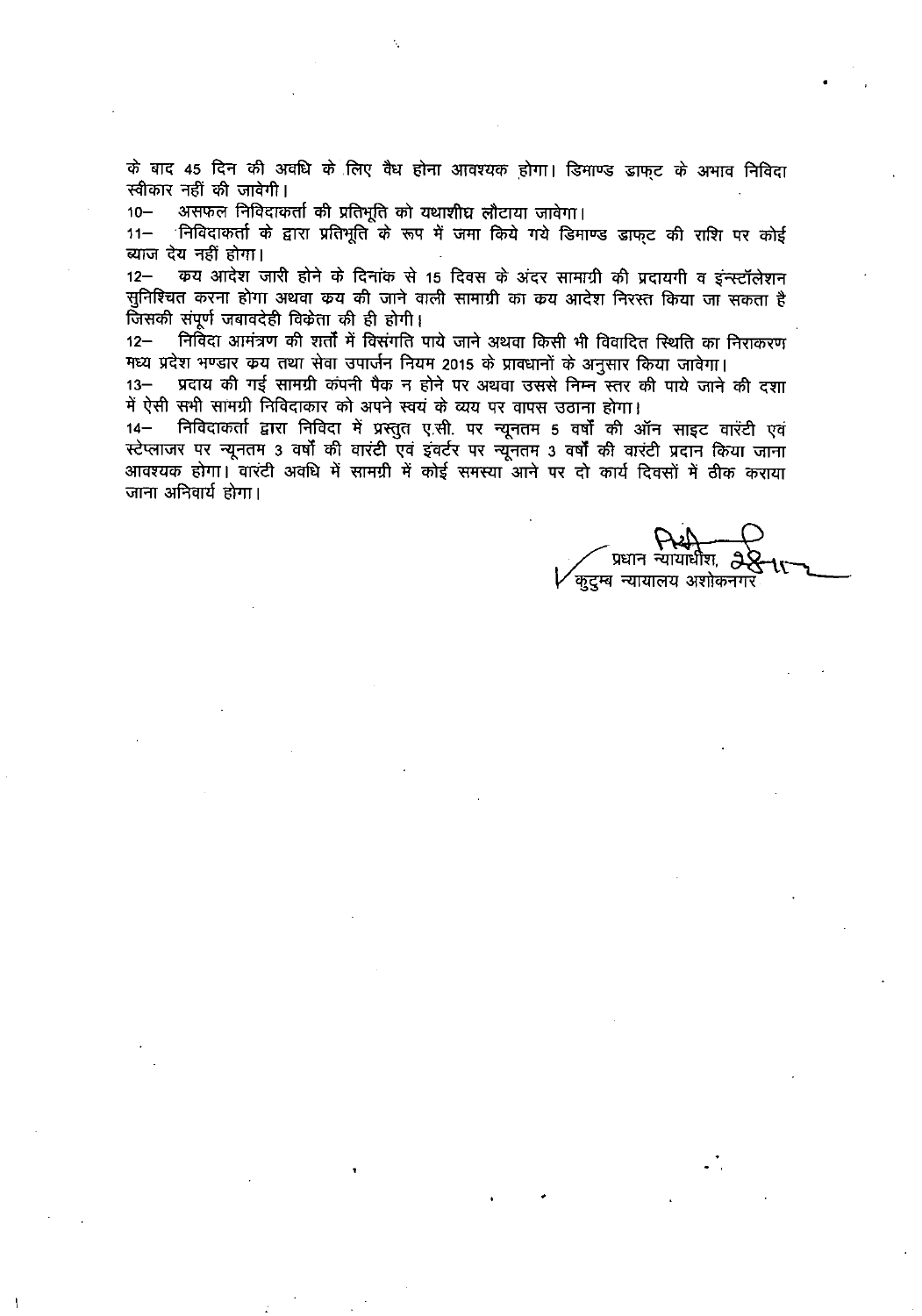के बाद 45 दिन की अवधि के लिए वैध होना आवश्यक होगा। डिमाण्ड ड्राफ्ट के अभाव निविदा स्वीकार नहीं की जावेगी।

10– असफल निविदाकर्ता की प्रतिभूति को यथाशीघ्र लौटाया जावेगा।

11– निविदाकर्ता के द्वारा प्रतिभूति के रूप में जमा किये गये डिमाण्ड ड्राफ्ट की राशि पर कोई ब्याज देय नहीं होगा।

12– क्रय आदेश जारी होने के दिनांक से 15 दिवस के अंदर सामग्री की प्रदायगी व इंन्स्टॉलेशन सुनिश्चित करना होगा अथवा क्रय की जाने वाली सामग्री का क्रय आदेश निरस्त किया जा सकता है जिसकी संपूर्ण जबावदेही विक्रेता की ही होगी।

12– निविदा आमंत्रण की शर्तों में विसंगति पाये जाने अथवा किसी भी विवादित स्थिति का निराकरण मध्य प्रदेश भण्डार क्रय तथा सेवा उपार्जन नियम 2015 के प्रावधानों के अनुसार किया जावेगा।

13– प्रदाय की गई सामग्री कंपनी पैक न होने पर अथवा उससे निम्न स्तर की पाये जाने की दशा में ऐसी सभी सामग्री निविदाकार को अपने स्वयं के व्यय पर वापस उठाना होगा।

14– निविदाकर्ता द्वारा निविदा में प्रस्तुत ए.सी. पर न्यूनतम 5 वर्षों की ऑन साइट वारंटी एवं स्टेप्लाजर पर न्यूनतम 3 वर्षों की वारंटी एवं इंवर्टर पर न्यूनतम 3 वर्षों की वारंटी प्रदान किया जाना आवश्यक होगा। वारंटी अवधि में सामग्री में कोई समस्या आने पर दो कार्य दिवसों में ठीक कराया जाना अनिवार्य होगा।

प्रधान न्यायाधीश, 28/11/17
कुटुम्ब न्यायालय अशोकनगर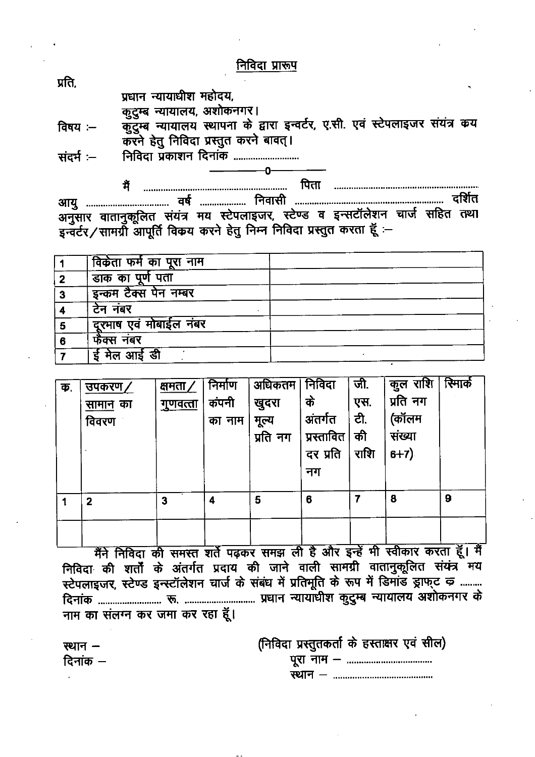## निविदा प्रारूप

प्रति,

प्रधान न्यायाधीश महोदय,
कुटुम्ब न्यायालय, अशोकनगर।

विषय :— कुटुम्ब न्यायालय स्थापना के द्वारा इन्वर्टर, ए.सी. एवं स्टेपलाइजर संयंत्र क्रय करने हेतु निविदा प्रस्तुत करने बावत्।

संदर्भ :— निविदा प्रकाशन दिनांक ..........................

—————0—————

मैं ........................................................ पिता ........................................................ आयु ................................ वर्ष .................. निवासी ........................................................ दर्शित अनुसार वातानुकूलित संयंत्र मय स्टेपलाइजर, स्टेण्ड व इन्सटॉलेशन चार्ज सहित तथा इन्वर्टर/सामग्री आपूर्ति विक्रय करने हेतु निम्न निविदा प्रस्तुत करता हूँ :—

| | | |
|---|---|---|
| 1 | विक्रेता फर्म का पूरा नाम | |
| 2 | डाक का पूर्ण पता | |
| 3 | इन्कम टैक्स पेन नम्बर | |
| 4 | टेन नंबर | |
| 5 | दूरभाष एवं मोबाईल नंबर | |
| 6 | फैक्स नंबर | |
| 7 | ई मेल आई डी | |

| क. | उपकरण/सामान का विवरण | क्षमता/गुणवत्ता | निर्माण कंपनी का नाम | अधिकतम खुदरा मूल्य प्रति नग | निविदा के अंतर्गत प्रस्तावित दर प्रति नग | जी. एस. टी. की राशि | कुल राशि प्रति नग (कॉलम संख्या 6+7) | रिमार्क |
|---|---|---|---|---|---|---|---|---|
| 1 | 2 | 3 | 4 | 5 | 6 | 7 | 8 | 9 |
| | | | | | | | | |

मैंने निविदा की समस्त शर्तें पढ़कर समझ ली है और इन्हें भी स्वीकार करता हूँ। मैं निविदा की शर्तों के अंतर्गत प्रदाय की जाने वाली सामग्री वातानुकूलित संयंत्र मय स्टेपलाइजर, स्टेण्ड इन्स्टॉलेशन चार्ज के संबंध में प्रतिभूति के रूप में डिमांड ड्राफ्ट क्र ......... दिनांक .......................... रू. ............................ प्रधान न्यायाधीश कुटुम्ब न्यायालय अशोकनगर के नाम का संलग्न कर जमा कर रहा हूँ।

स्थान —
दिनांक —

(निविदा प्रस्तुतकर्ता के हस्ताक्षर एवं सील)
पूरा नाम — ..................................
स्थान — ..........................................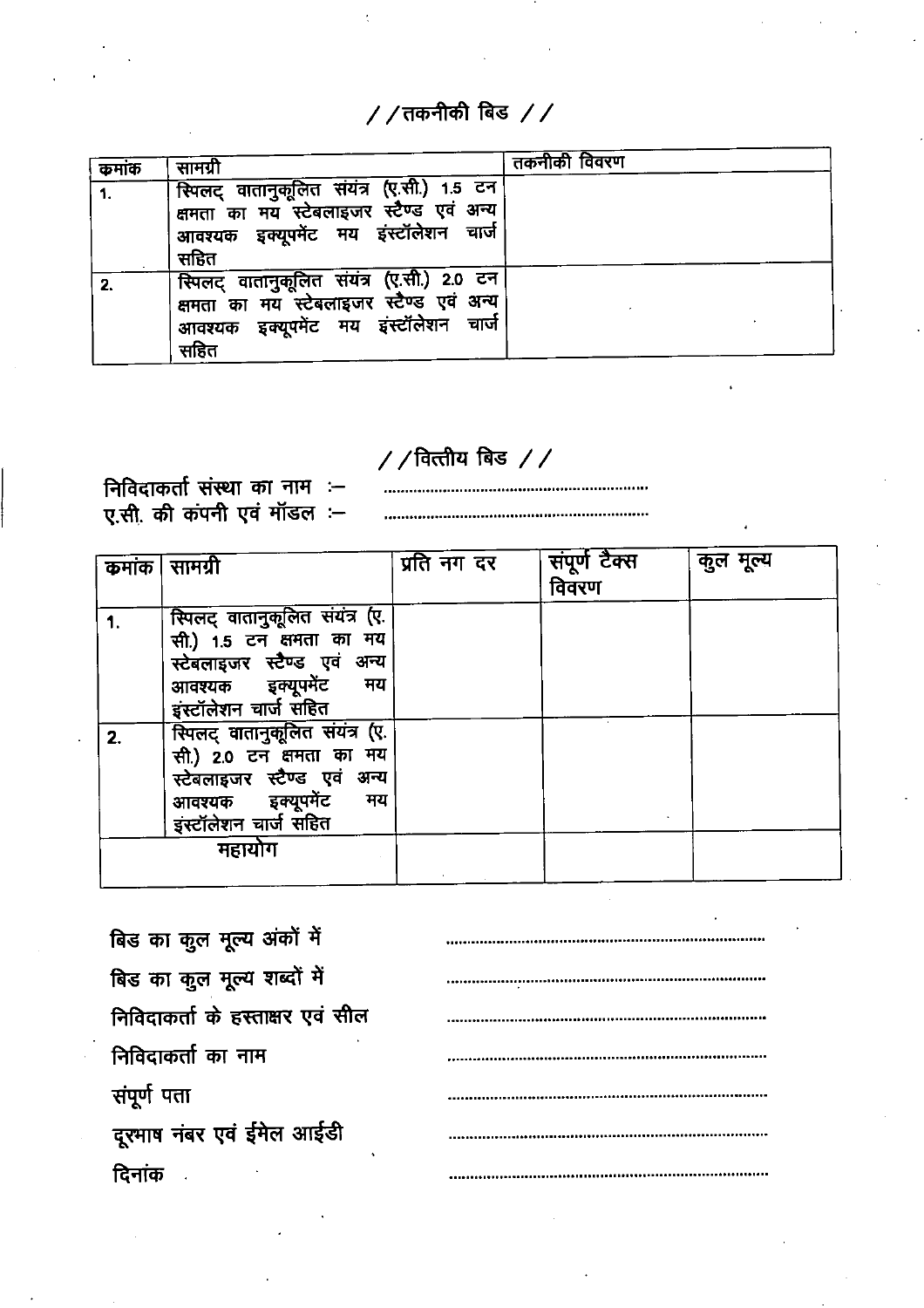## //तकनीकी बिड //

| कमांक | सामग्री | तकनीकी विवरण |
|---|---|---|
| 1. | स्पिलट् वातानुकूलित संयंत्र (ए.सी.) 1.5 टन क्षमता का मय स्टेबलाइजर स्टैण्ड एवं अन्य आवश्यक इक्यूपमेंट मय इंस्टॉलेशन चार्ज सहित | |
| 2. | स्पिलट् वातानुकूलित संयंत्र (ए.सी.) 2.0 टन क्षमता का मय स्टेबलाइजर स्टैण्ड एवं अन्य आवश्यक इक्यूपमेंट मय इंस्टॉलेशन चार्ज सहित | |

## //वित्तीय बिड //

निविदाकर्ता संस्था का नाम :- ................................................

ए.सी. की कंपनी एवं मॉडल :- ................................................

| कमांक | सामग्री | प्रति नग दर | संपूर्ण टैक्स विवरण | कुल मूल्य |
|---|---|---|---|---|
| 1. | स्पिलट् वातानुकूलित संयंत्र (ए.सी.) 1.5 टन क्षमता का मय स्टेबलाइजर स्टैण्ड एवं अन्य आवश्यक इक्यूपमेंट मय इंस्टॉलेशन चार्ज सहित | | | |
| 2. | स्पिलट् वातानुकूलित संयंत्र (ए.सी.) 2.0 टन क्षमता का मय स्टेबलाइजर स्टैण्ड एवं अन्य आवश्यक इक्यूपमेंट मय इंस्टॉलेशन चार्ज सहित | | | |
| महायोग | | | | |

बिड का कुल मूल्य अंकों में ................................................

बिड का कुल मूल्य शब्दों में ................................................

निविदाकर्ता के हस्ताक्षर एवं सील ................................................

निविदाकर्ता का नाम ................................................

संपूर्ण पता ................................................

दूरभाष नंबर एवं ईमेल आईडी ................................................

दिनांक ................................................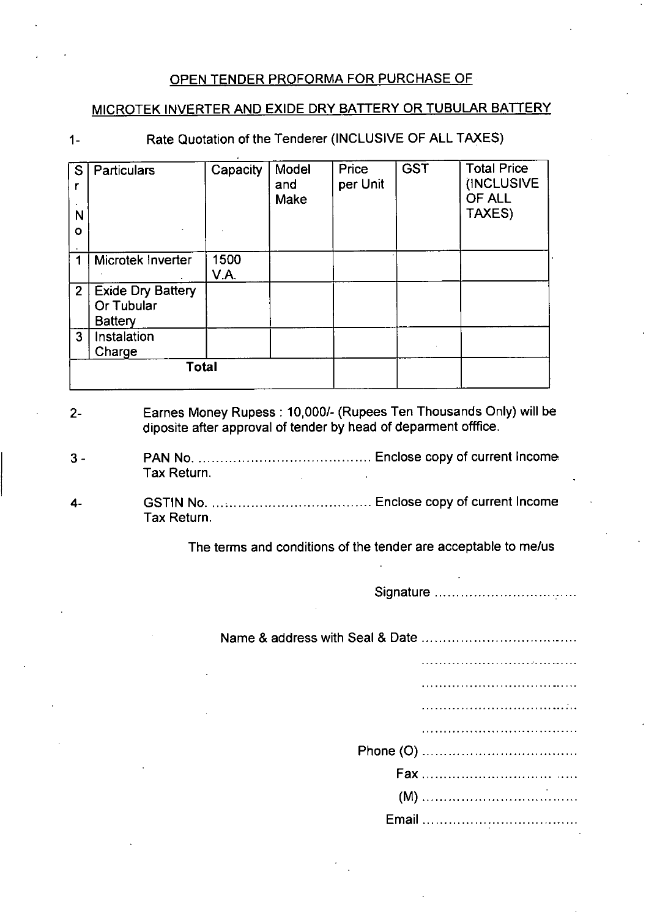## OPEN TENDER PROFORMA FOR PURCHASE OF

## MICROTEK INVERTER AND EXIDE DRY BATTERY OR TUBULAR BATTERY

1- Rate Quotation of the Tenderer (INCLUSIVE OF ALL TAXES)

| Sr. No. | Particulars | Capacity | Model and Make | Price per Unit | GST | Total Price (INCLUSIVE OF ALL TAXES) |
|---|---|---|---|---|---|---|
| 1 | Microtek Inverter | 1500 V.A. | | | | |
| 2 | Exide Dry Battery Or Tubular Battery | | | | | |
| 3 | Instalation Charge | | | | | |
| **Total** | | | | | | |

2- Earnes Money Rupess : 10,000/- (Rupees Ten Thousands Only) will be diposite after approval of tender by head of deparment offfice.

3 - PAN No. ........................................ Enclose copy of current Income Tax Return.

4- GSTIN No. ........................................ Enclose copy of current Income Tax Return.

The terms and conditions of the tender are acceptable to me/us

Signature ..................................

Name & address with Seal & Date ..................................

..................................

..................................

..................................

..................................

Phone (O) ..................................

Fax ..................................

(M) ..................................

Email ..................................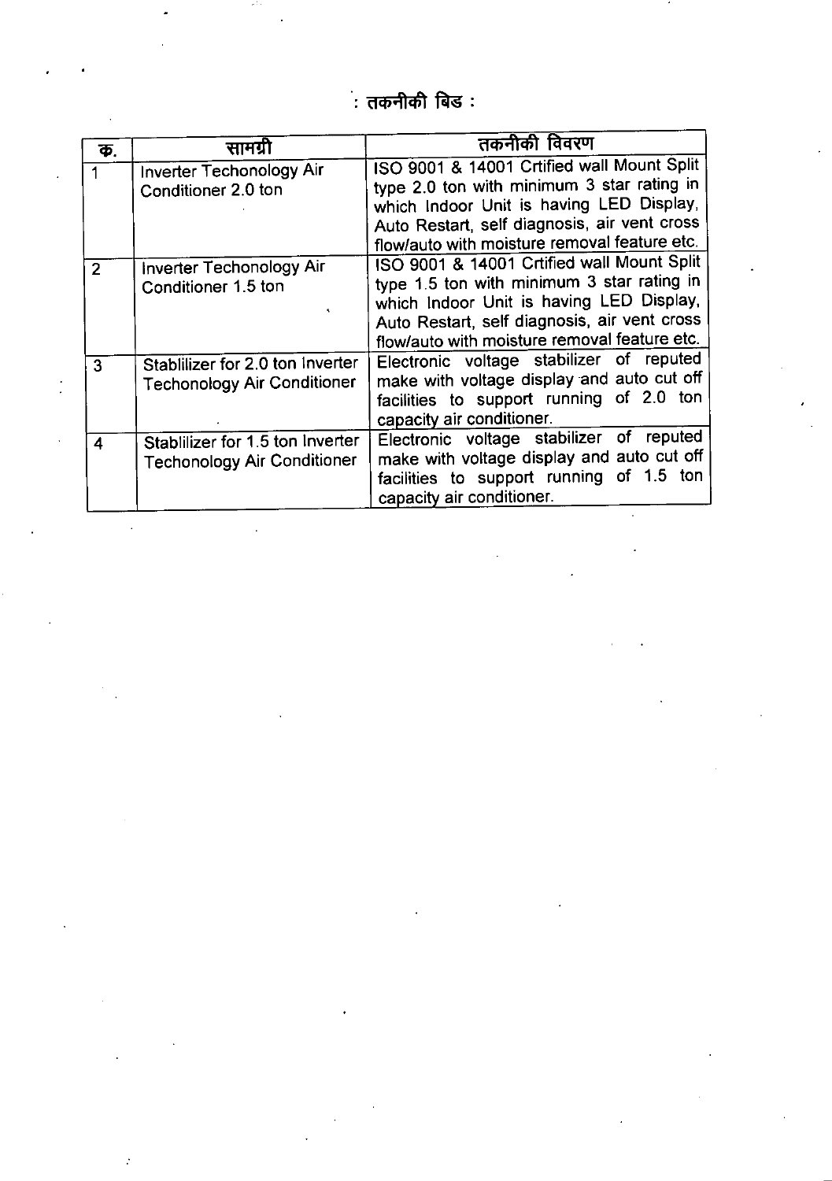# : तकनीकी बिड :

| क्र. | सामग्री | तकनीकी विवरण |
| --- | --- | --- |
| 1 | Inverter Techonology Air Conditioner 2.0 ton | ISO 9001 & 14001 Crtified wall Mount Split type 2.0 ton with minimum 3 star rating in which Indoor Unit is having LED Display, Auto Restart, self diagnosis, air vent cross flow/auto with moisture removal feature etc. |
| 2 | Inverter Techonology Air Conditioner 1.5 ton | ISO 9001 & 14001 Crtified wall Mount Split type 1.5 ton with minimum 3 star rating in which Indoor Unit is having LED Display, Auto Restart, self diagnosis, air vent cross flow/auto with moisture removal feature etc. |
| 3 | Stablilizer for 2.0 ton Inverter Techonology Air Conditioner | Electronic voltage stabilizer of reputed make with voltage display and auto cut off facilities to support running of 2.0 ton capacity air conditioner. |
| 4 | Stablilizer for 1.5 ton Inverter Techonology Air Conditioner | Electronic voltage stabilizer of reputed make with voltage display and auto cut off facilities to support running of 1.5 ton capacity air conditioner. |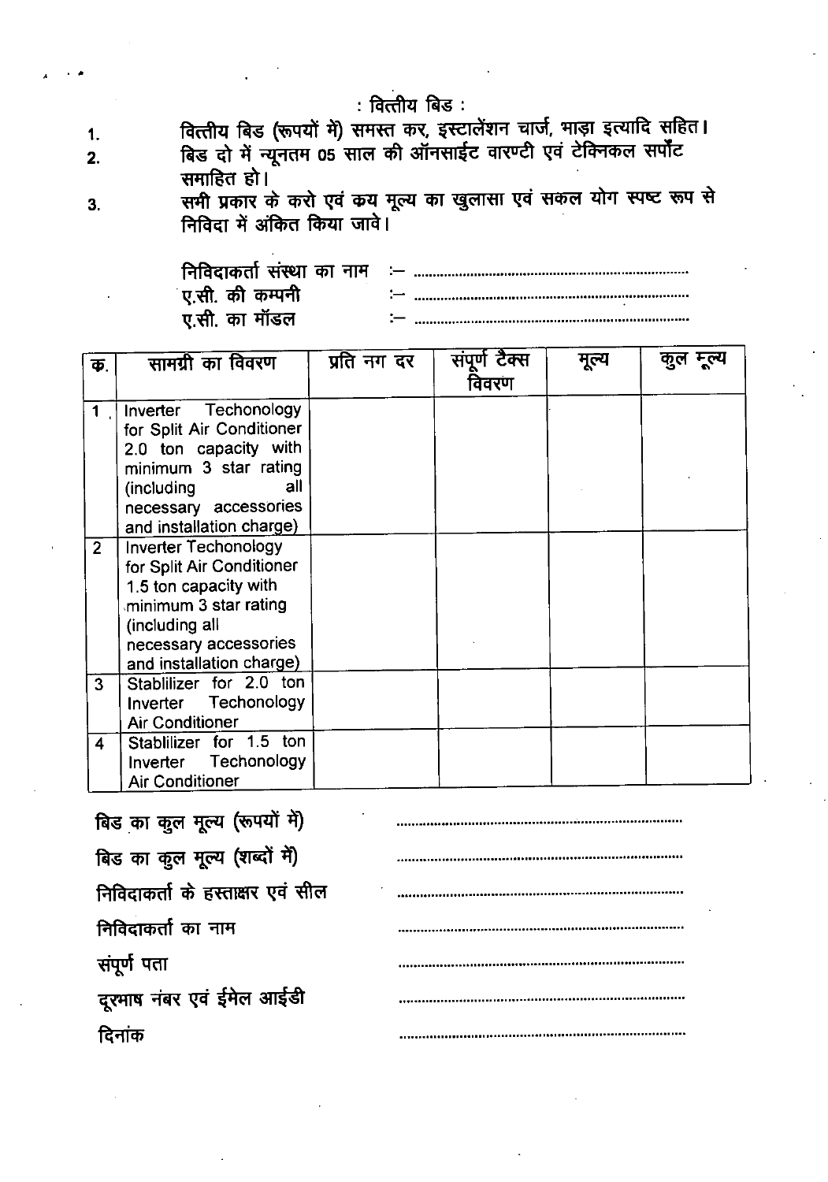## : वित्तीय बिड :

1. वित्तीय बिड (रूपयों में) समस्त कर, इस्टालेंशन चार्ज, माड़ा इत्यादि सहित।
2. बिड दो में न्यूनतम 05 साल की ऑनसाईट वारण्टी एवं टेक्निकल सपोर्ट समाहित हो।
3. सभी प्रकार के करो एवं कय मूल्य का खुलासा एवं सकल योग स्पष्ट रूप से निविदा में अंकित किया जावे।

निविदाकर्ता संस्था का नाम :— ........................................................................

ए.सी. की कम्पनी :— ........................................................................

ए.सी. का मॉडल :— ........................................................................

| क. | सामग्री का विवरण | प्रति नग दर | संपूर्ण टैक्स विवरण | मूल्य | कुल मूल्य |
|---|---|---|---|---|---|
| 1 | Inverter Techonology for Split Air Conditioner 2.0 ton capacity with minimum 3 star rating (including all necessary accessories and installation charge) | | | | |
| 2 | Inverter Techonology for Split Air Conditioner 1.5 ton capacity with minimum 3 star rating (including all necessary accessories and installation charge) | | | | |
| 3 | Stablilizer for 2.0 ton Inverter Techonology Air Conditioner | | | | |
| 4 | Stablilizer for 1.5 ton Inverter Techonology Air Conditioner | | | | |

बिड का कुल मूल्य (रूपयों में) ........................................................................

बिड का कुल मूल्य (शब्दों में) ........................................................................

निविदाकर्ता के हस्ताक्षर एवं सील ........................................................................

निविदाकर्ता का नाम ........................................................................

संपूर्ण पता ........................................................................

दूरभाष नंबर एवं ईमेल आईडी ........................................................................

दिनांक ........................................................................